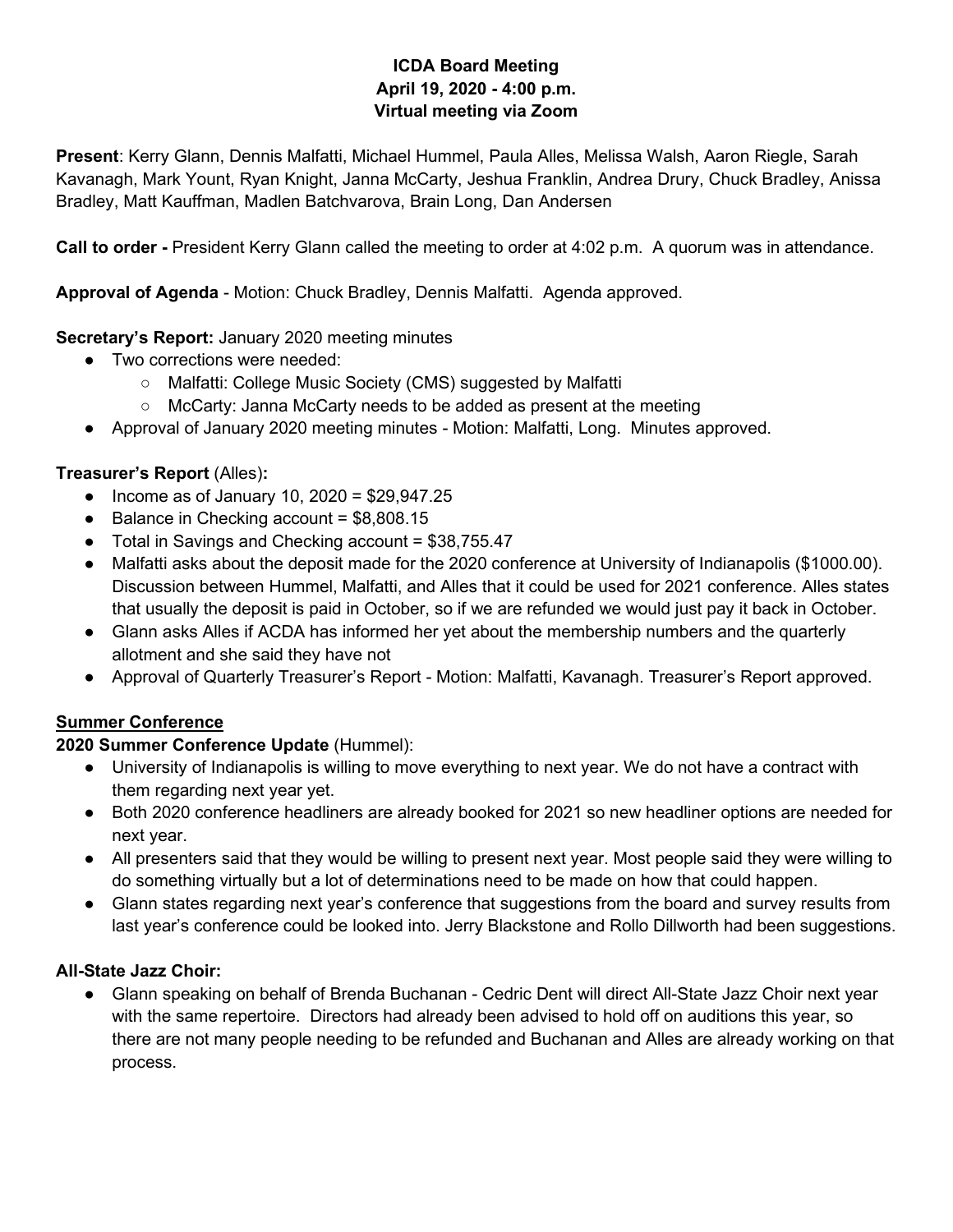**ICDA Board Meeting**
**April 19, 2020 - 4:00 p.m.**
**Virtual meeting via Zoom**

**Present**: Kerry Glann, Dennis Malfatti, Michael Hummel, Paula Alles, Melissa Walsh, Aaron Riegle, Sarah Kavanagh, Mark Yount, Ryan Knight, Janna McCarty, Jeshua Franklin, Andrea Drury, Chuck Bradley, Anissa Bradley, Matt Kauffman, Madlen Batchvarova, Brain Long, Dan Andersen

**Call to order -** President Kerry Glann called the meeting to order at 4:02 p.m. A quorum was in attendance.

**Approval of Agenda** - Motion: Chuck Bradley, Dennis Malfatti. Agenda approved.

**Secretary's Report:** January 2020 meeting minutes

- Two corrections were needed:
  - Malfatti: College Music Society (CMS) suggested by Malfatti
  - McCarty: Janna McCarty needs to be added as present at the meeting
- Approval of January 2020 meeting minutes - Motion: Malfatti, Long. Minutes approved.

**Treasurer's Report** (Alles)**:**

- Income as of January 10, 2020 = $29,947.25
- Balance in Checking account = $8,808.15
- Total in Savings and Checking account = $38,755.47
- Malfatti asks about the deposit made for the 2020 conference at University of Indianapolis ($1000.00). Discussion between Hummel, Malfatti, and Alles that it could be used for 2021 conference. Alles states that usually the deposit is paid in October, so if we are refunded we would just pay it back in October.
- Glann asks Alles if ACDA has informed her yet about the membership numbers and the quarterly allotment and she said they have not
- Approval of Quarterly Treasurer's Report - Motion: Malfatti, Kavanagh. Treasurer's Report approved.

## Summer Conference

**2020 Summer Conference Update** (Hummel):

- University of Indianapolis is willing to move everything to next year. We do not have a contract with them regarding next year yet.
- Both 2020 conference headliners are already booked for 2021 so new headliner options are needed for next year.
- All presenters said that they would be willing to present next year. Most people said they were willing to do something virtually but a lot of determinations need to be made on how that could happen.
- Glann states regarding next year's conference that suggestions from the board and survey results from last year's conference could be looked into. Jerry Blackstone and Rollo Dillworth had been suggestions.

**All-State Jazz Choir:**

- Glann speaking on behalf of Brenda Buchanan - Cedric Dent will direct All-State Jazz Choir next year with the same repertoire. Directors had already been advised to hold off on auditions this year, so there are not many people needing to be refunded and Buchanan and Alles are already working on that process.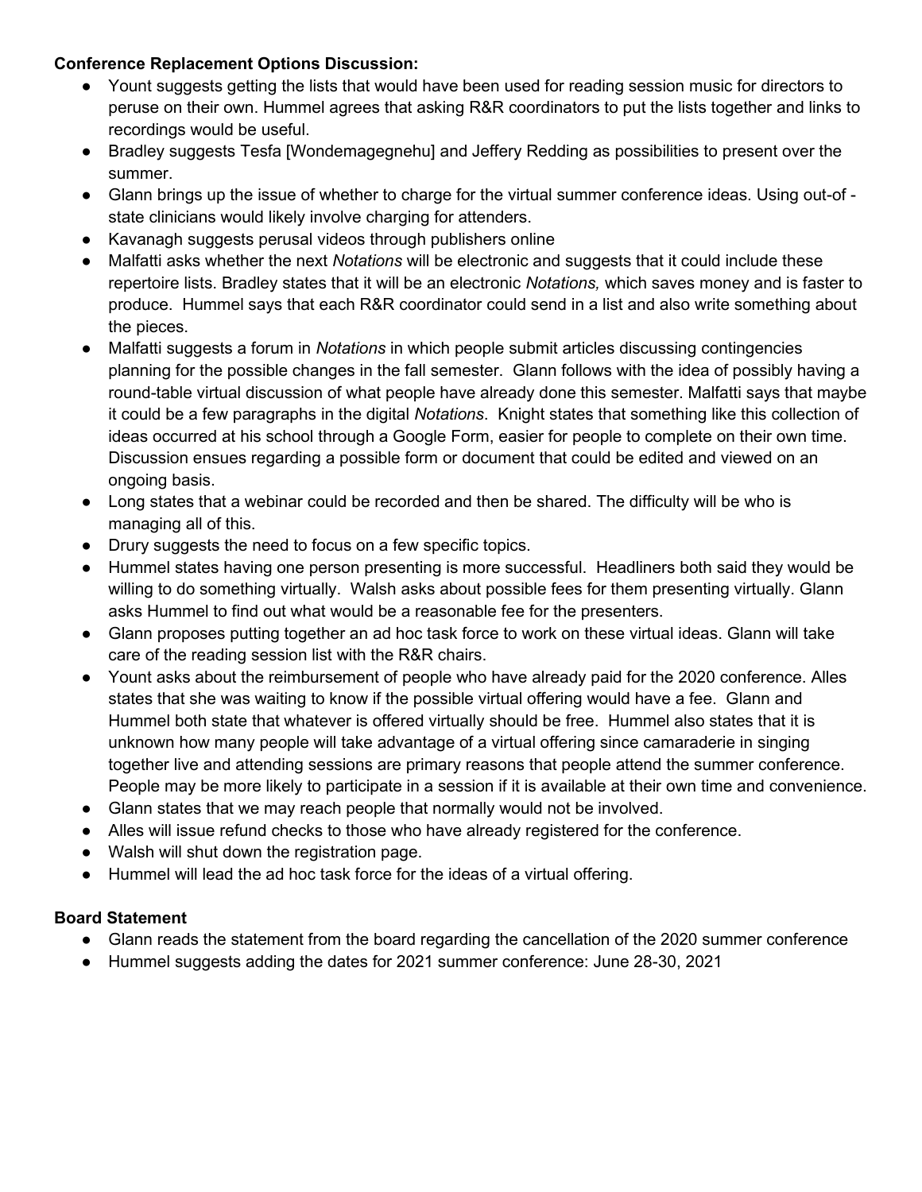**Conference Replacement Options Discussion:**

- Yount suggests getting the lists that would have been used for reading session music for directors to peruse on their own. Hummel agrees that asking R&R coordinators to put the lists together and links to recordings would be useful.
- Bradley suggests Tesfa [Wondemagegnehu] and Jeffery Redding as possibilities to present over the summer.
- Glann brings up the issue of whether to charge for the virtual summer conference ideas. Using out-of -state clinicians would likely involve charging for attenders.
- Kavanagh suggests perusal videos through publishers online
- Malfatti asks whether the next *Notations* will be electronic and suggests that it could include these repertoire lists. Bradley states that it will be an electronic *Notations,* which saves money and is faster to produce. Hummel says that each R&R coordinator could send in a list and also write something about the pieces.
- Malfatti suggests a forum in *Notations* in which people submit articles discussing contingencies planning for the possible changes in the fall semester. Glann follows with the idea of possibly having a round-table virtual discussion of what people have already done this semester. Malfatti says that maybe it could be a few paragraphs in the digital *Notations*. Knight states that something like this collection of ideas occurred at his school through a Google Form, easier for people to complete on their own time. Discussion ensues regarding a possible form or document that could be edited and viewed on an ongoing basis.
- Long states that a webinar could be recorded and then be shared. The difficulty will be who is managing all of this.
- Drury suggests the need to focus on a few specific topics.
- Hummel states having one person presenting is more successful. Headliners both said they would be willing to do something virtually. Walsh asks about possible fees for them presenting virtually. Glann asks Hummel to find out what would be a reasonable fee for the presenters.
- Glann proposes putting together an ad hoc task force to work on these virtual ideas. Glann will take care of the reading session list with the R&R chairs.
- Yount asks about the reimbursement of people who have already paid for the 2020 conference. Alles states that she was waiting to know if the possible virtual offering would have a fee. Glann and Hummel both state that whatever is offered virtually should be free. Hummel also states that it is unknown how many people will take advantage of a virtual offering since camaraderie in singing together live and attending sessions are primary reasons that people attend the summer conference. People may be more likely to participate in a session if it is available at their own time and convenience.
- Glann states that we may reach people that normally would not be involved.
- Alles will issue refund checks to those who have already registered for the conference.
- Walsh will shut down the registration page.
- Hummel will lead the ad hoc task force for the ideas of a virtual offering.

**Board Statement**

- Glann reads the statement from the board regarding the cancellation of the 2020 summer conference
- Hummel suggests adding the dates for 2021 summer conference: June 28-30, 2021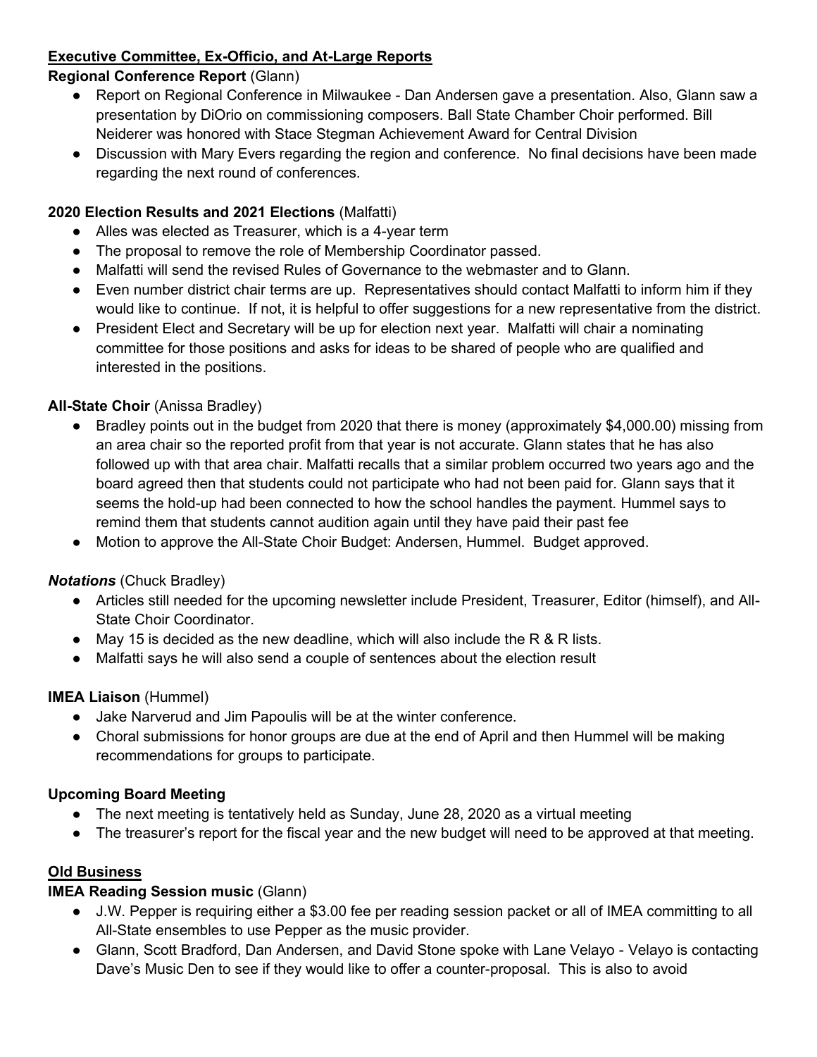## Executive Committee, Ex-Officio, and At-Large Reports

**Regional Conference Report** (Glann)

- Report on Regional Conference in Milwaukee - Dan Andersen gave a presentation. Also, Glann saw a presentation by DiOrio on commissioning composers. Ball State Chamber Choir performed. Bill Neiderer was honored with Stace Stegman Achievement Award for Central Division
- Discussion with Mary Evers regarding the region and conference. No final decisions have been made regarding the next round of conferences.

**2020 Election Results and 2021 Elections** (Malfatti)

- Alles was elected as Treasurer, which is a 4-year term
- The proposal to remove the role of Membership Coordinator passed.
- Malfatti will send the revised Rules of Governance to the webmaster and to Glann.
- Even number district chair terms are up. Representatives should contact Malfatti to inform him if they would like to continue. If not, it is helpful to offer suggestions for a new representative from the district.
- President Elect and Secretary will be up for election next year. Malfatti will chair a nominating committee for those positions and asks for ideas to be shared of people who are qualified and interested in the positions.

**All-State Choir** (Anissa Bradley)

- Bradley points out in the budget from 2020 that there is money (approximately $4,000.00) missing from an area chair so the reported profit from that year is not accurate. Glann states that he has also followed up with that area chair. Malfatti recalls that a similar problem occurred two years ago and the board agreed then that students could not participate who had not been paid for. Glann says that it seems the hold-up had been connected to how the school handles the payment. Hummel says to remind them that students cannot audition again until they have paid their past fee
- Motion to approve the All-State Choir Budget: Andersen, Hummel. Budget approved.

***Notations*** (Chuck Bradley)

- Articles still needed for the upcoming newsletter include President, Treasurer, Editor (himself), and All-State Choir Coordinator.
- May 15 is decided as the new deadline, which will also include the R & R lists.
- Malfatti says he will also send a couple of sentences about the election result

**IMEA Liaison** (Hummel)

- Jake Narverud and Jim Papoulis will be at the winter conference.
- Choral submissions for honor groups are due at the end of April and then Hummel will be making recommendations for groups to participate.

**Upcoming Board Meeting**

- The next meeting is tentatively held as Sunday, June 28, 2020 as a virtual meeting
- The treasurer's report for the fiscal year and the new budget will need to be approved at that meeting.

## Old Business

**IMEA Reading Session music** (Glann)

- J.W. Pepper is requiring either a $3.00 fee per reading session packet or all of IMEA committing to all All-State ensembles to use Pepper as the music provider.
- Glann, Scott Bradford, Dan Andersen, and David Stone spoke with Lane Velayo - Velayo is contacting Dave's Music Den to see if they would like to offer a counter-proposal. This is also to avoid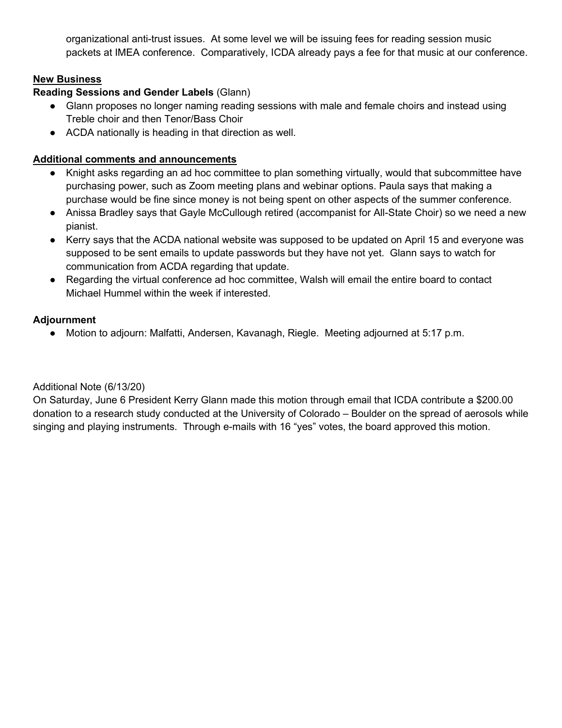organizational anti-trust issues. At some level we will be issuing fees for reading session music packets at IMEA conference. Comparatively, ICDA already pays a fee for that music at our conference.

**New Business**

**Reading Sessions and Gender Labels** (Glann)

- Glann proposes no longer naming reading sessions with male and female choirs and instead using Treble choir and then Tenor/Bass Choir
- ACDA nationally is heading in that direction as well.

**Additional comments and announcements**

- Knight asks regarding an ad hoc committee to plan something virtually, would that subcommittee have purchasing power, such as Zoom meeting plans and webinar options. Paula says that making a purchase would be fine since money is not being spent on other aspects of the summer conference.
- Anissa Bradley says that Gayle McCullough retired (accompanist for All-State Choir) so we need a new pianist.
- Kerry says that the ACDA national website was supposed to be updated on April 15 and everyone was supposed to be sent emails to update passwords but they have not yet. Glann says to watch for communication from ACDA regarding that update.
- Regarding the virtual conference ad hoc committee, Walsh will email the entire board to contact Michael Hummel within the week if interested.

**Adjournment**

- Motion to adjourn: Malfatti, Andersen, Kavanagh, Riegle. Meeting adjourned at 5:17 p.m.

Additional Note (6/13/20)

On Saturday, June 6 President Kerry Glann made this motion through email that ICDA contribute a $200.00 donation to a research study conducted at the University of Colorado – Boulder on the spread of aerosols while singing and playing instruments. Through e-mails with 16 "yes" votes, the board approved this motion.